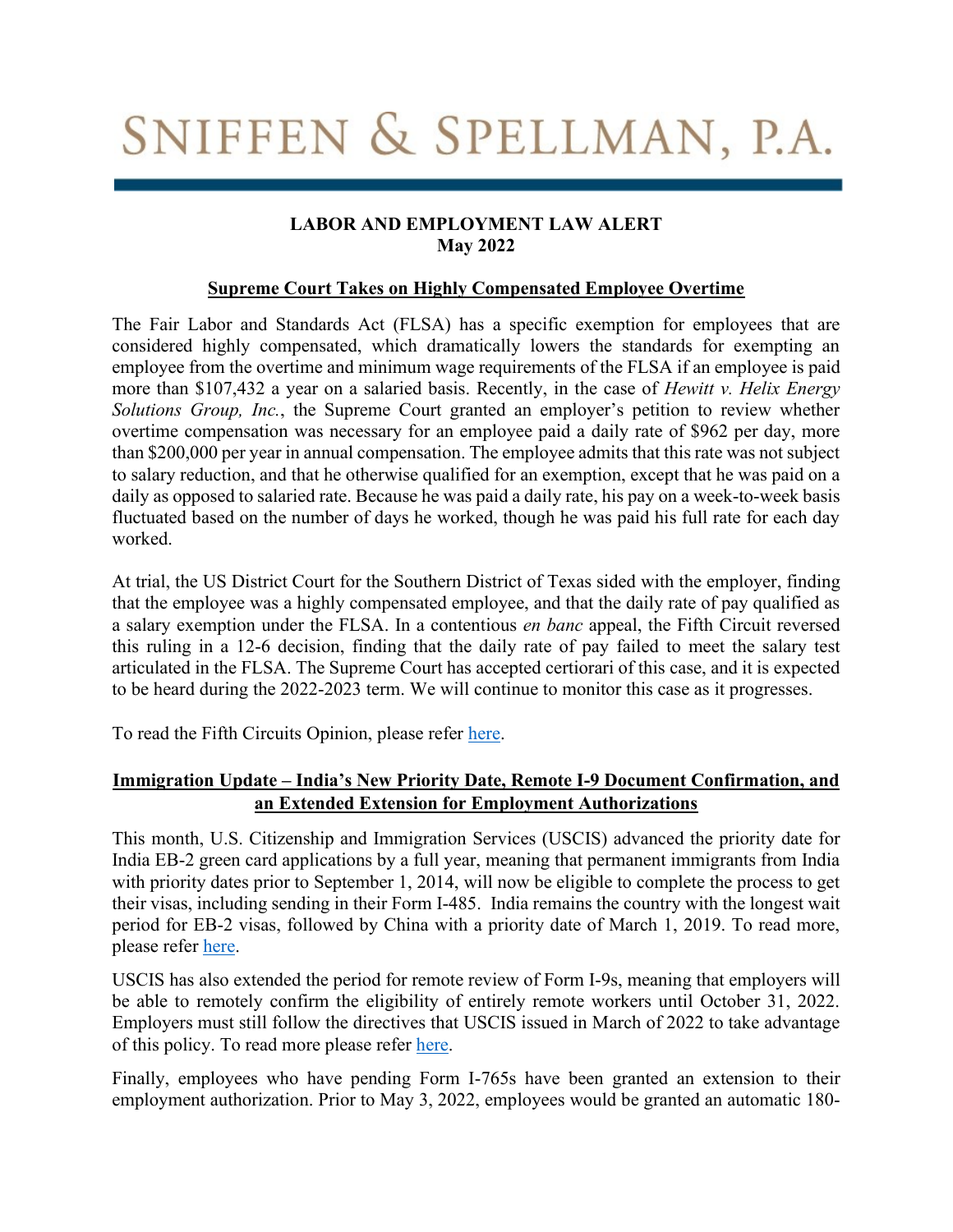# SNIFFEN & SPELLMAN, P.A.

**LABOR AND EMPLOYMENT LAW ALERT**
**May 2022**

## Supreme Court Takes on Highly Compensated Employee Overtime

The Fair Labor and Standards Act (FLSA) has a specific exemption for employees that are considered highly compensated, which dramatically lowers the standards for exempting an employee from the overtime and minimum wage requirements of the FLSA if an employee is paid more than $107,432 a year on a salaried basis. Recently, in the case of *Hewitt v. Helix Energy Solutions Group, Inc.*, the Supreme Court granted an employer's petition to review whether overtime compensation was necessary for an employee paid a daily rate of $962 per day, more than $200,000 per year in annual compensation. The employee admits that this rate was not subject to salary reduction, and that he otherwise qualified for an exemption, except that he was paid on a daily as opposed to salaried rate. Because he was paid a daily rate, his pay on a week-to-week basis fluctuated based on the number of days he worked, though he was paid his full rate for each day worked.

At trial, the US District Court for the Southern District of Texas sided with the employer, finding that the employee was a highly compensated employee, and that the daily rate of pay qualified as a salary exemption under the FLSA. In a contentious *en banc* appeal, the Fifth Circuit reversed this ruling in a 12-6 decision, finding that the daily rate of pay failed to meet the salary test articulated in the FLSA. The Supreme Court has accepted certiorari of this case, and it is expected to be heard during the 2022-2023 term. We will continue to monitor this case as it progresses.

To read the Fifth Circuits Opinion, please refer here.

## Immigration Update – India's New Priority Date, Remote I-9 Document Confirmation, and an Extended Extension for Employment Authorizations

This month, U.S. Citizenship and Immigration Services (USCIS) advanced the priority date for India EB-2 green card applications by a full year, meaning that permanent immigrants from India with priority dates prior to September 1, 2014, will now be eligible to complete the process to get their visas, including sending in their Form I-485. India remains the country with the longest wait period for EB-2 visas, followed by China with a priority date of March 1, 2019. To read more, please refer here.

USCIS has also extended the period for remote review of Form I-9s, meaning that employers will be able to remotely confirm the eligibility of entirely remote workers until October 31, 2022. Employers must still follow the directives that USCIS issued in March of 2022 to take advantage of this policy. To read more please refer here.

Finally, employees who have pending Form I-765s have been granted an extension to their employment authorization. Prior to May 3, 2022, employees would be granted an automatic 180-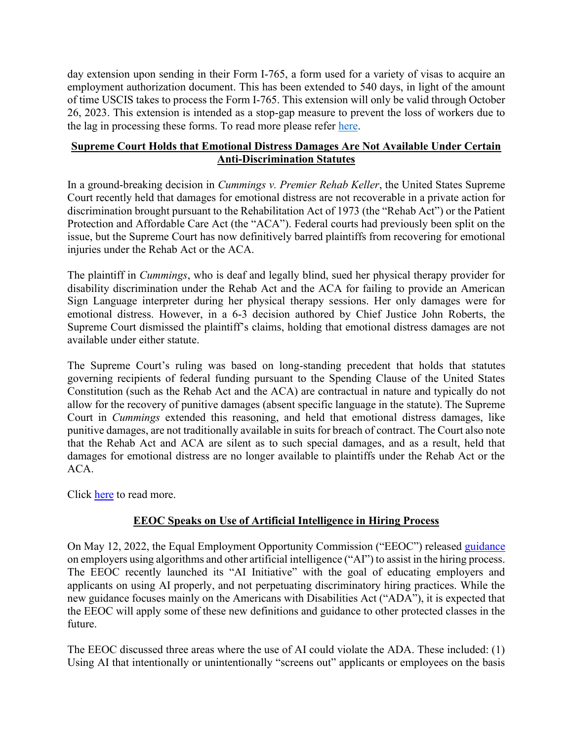day extension upon sending in their Form I-765, a form used for a variety of visas to acquire an employment authorization document. This has been extended to 540 days, in light of the amount of time USCIS takes to process the Form I-765. This extension will only be valid through October 26, 2023. This extension is intended as a stop-gap measure to prevent the loss of workers due to the lag in processing these forms. To read more please refer here.

## Supreme Court Holds that Emotional Distress Damages Are Not Available Under Certain Anti-Discrimination Statutes

In a ground-breaking decision in *Cummings v. Premier Rehab Keller*, the United States Supreme Court recently held that damages for emotional distress are not recoverable in a private action for discrimination brought pursuant to the Rehabilitation Act of 1973 (the "Rehab Act") or the Patient Protection and Affordable Care Act (the "ACA"). Federal courts had previously been split on the issue, but the Supreme Court has now definitively barred plaintiffs from recovering for emotional injuries under the Rehab Act or the ACA.

The plaintiff in *Cummings*, who is deaf and legally blind, sued her physical therapy provider for disability discrimination under the Rehab Act and the ACA for failing to provide an American Sign Language interpreter during her physical therapy sessions. Her only damages were for emotional distress. However, in a 6-3 decision authored by Chief Justice John Roberts, the Supreme Court dismissed the plaintiff's claims, holding that emotional distress damages are not available under either statute.

The Supreme Court's ruling was based on long-standing precedent that holds that statutes governing recipients of federal funding pursuant to the Spending Clause of the United States Constitution (such as the Rehab Act and the ACA) are contractual in nature and typically do not allow for the recovery of punitive damages (absent specific language in the statute). The Supreme Court in *Cummings* extended this reasoning, and held that emotional distress damages, like punitive damages, are not traditionally available in suits for breach of contract. The Court also note that the Rehab Act and ACA are silent as to such special damages, and as a result, held that damages for emotional distress are no longer available to plaintiffs under the Rehab Act or the ACA.

Click here to read more.

## EEOC Speaks on Use of Artificial Intelligence in Hiring Process

On May 12, 2022, the Equal Employment Opportunity Commission ("EEOC") released guidance on employers using algorithms and other artificial intelligence ("AI") to assist in the hiring process. The EEOC recently launched its "AI Initiative" with the goal of educating employers and applicants on using AI properly, and not perpetuating discriminatory hiring practices. While the new guidance focuses mainly on the Americans with Disabilities Act ("ADA"), it is expected that the EEOC will apply some of these new definitions and guidance to other protected classes in the future.

The EEOC discussed three areas where the use of AI could violate the ADA. These included: (1) Using AI that intentionally or unintentionally "screens out" applicants or employees on the basis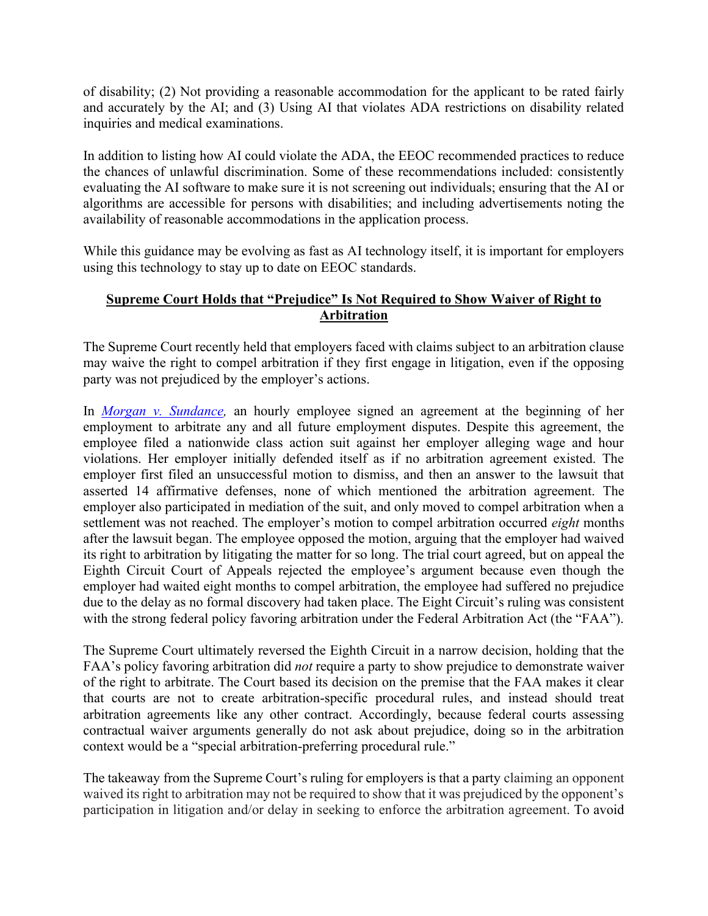of disability; (2) Not providing a reasonable accommodation for the applicant to be rated fairly and accurately by the AI; and (3) Using AI that violates ADA restrictions on disability related inquiries and medical examinations.

In addition to listing how AI could violate the ADA, the EEOC recommended practices to reduce the chances of unlawful discrimination. Some of these recommendations included: consistently evaluating the AI software to make sure it is not screening out individuals; ensuring that the AI or algorithms are accessible for persons with disabilities; and including advertisements noting the availability of reasonable accommodations in the application process.

While this guidance may be evolving as fast as AI technology itself, it is important for employers using this technology to stay up to date on EEOC standards.

## Supreme Court Holds that "Prejudice" Is Not Required to Show Waiver of Right to Arbitration

The Supreme Court recently held that employers faced with claims subject to an arbitration clause may waive the right to compel arbitration if they first engage in litigation, even if the opposing party was not prejudiced by the employer's actions.

In *Morgan v. Sundance,* an hourly employee signed an agreement at the beginning of her employment to arbitrate any and all future employment disputes. Despite this agreement, the employee filed a nationwide class action suit against her employer alleging wage and hour violations. Her employer initially defended itself as if no arbitration agreement existed. The employer first filed an unsuccessful motion to dismiss, and then an answer to the lawsuit that asserted 14 affirmative defenses, none of which mentioned the arbitration agreement. The employer also participated in mediation of the suit, and only moved to compel arbitration when a settlement was not reached. The employer's motion to compel arbitration occurred *eight* months after the lawsuit began. The employee opposed the motion, arguing that the employer had waived its right to arbitration by litigating the matter for so long. The trial court agreed, but on appeal the Eighth Circuit Court of Appeals rejected the employee's argument because even though the employer had waited eight months to compel arbitration, the employee had suffered no prejudice due to the delay as no formal discovery had taken place. The Eight Circuit's ruling was consistent with the strong federal policy favoring arbitration under the Federal Arbitration Act (the "FAA").

The Supreme Court ultimately reversed the Eighth Circuit in a narrow decision, holding that the FAA's policy favoring arbitration did *not* require a party to show prejudice to demonstrate waiver of the right to arbitrate. The Court based its decision on the premise that the FAA makes it clear that courts are not to create arbitration-specific procedural rules, and instead should treat arbitration agreements like any other contract. Accordingly, because federal courts assessing contractual waiver arguments generally do not ask about prejudice, doing so in the arbitration context would be a "special arbitration-preferring procedural rule."

The takeaway from the Supreme Court's ruling for employers is that a party claiming an opponent waived its right to arbitration may not be required to show that it was prejudiced by the opponent's participation in litigation and/or delay in seeking to enforce the arbitration agreement. To avoid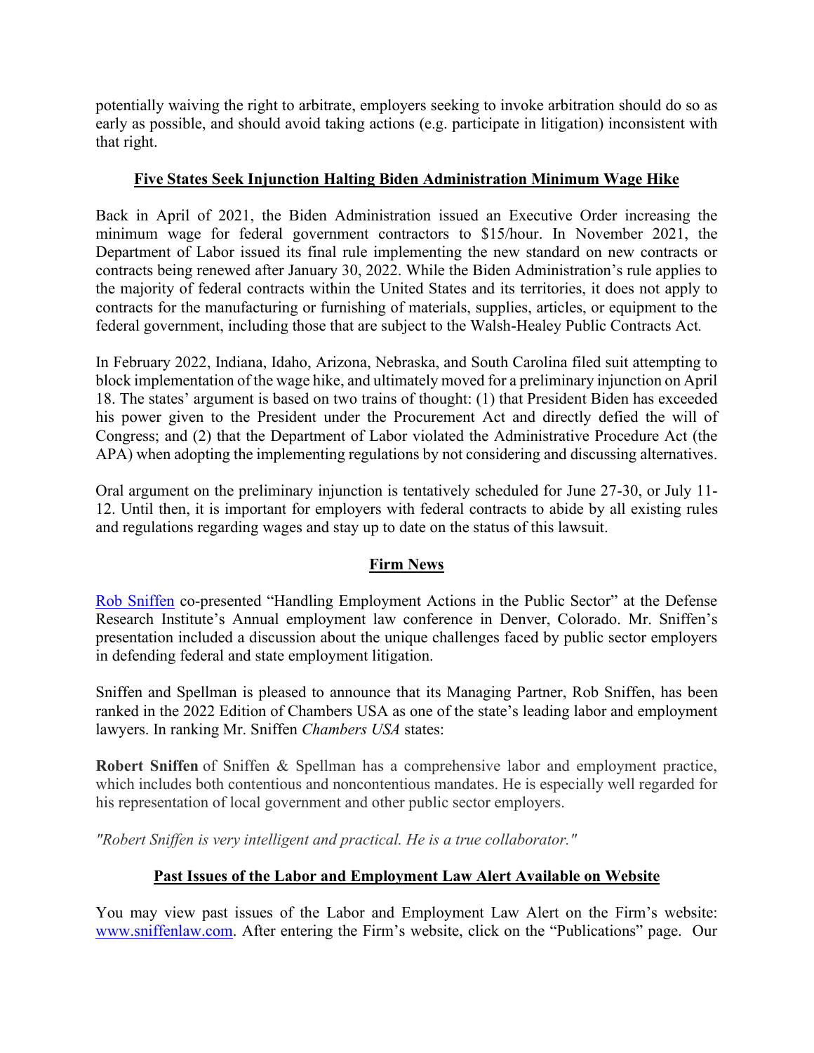potentially waiving the right to arbitrate, employers seeking to invoke arbitration should do so as early as possible, and should avoid taking actions (e.g. participate in litigation) inconsistent with that right.

## Five States Seek Injunction Halting Biden Administration Minimum Wage Hike

Back in April of 2021, the Biden Administration issued an Executive Order increasing the minimum wage for federal government contractors to $15/hour. In November 2021, the Department of Labor issued its final rule implementing the new standard on new contracts or contracts being renewed after January 30, 2022. While the Biden Administration's rule applies to the majority of federal contracts within the United States and its territories, it does not apply to contracts for the manufacturing or furnishing of materials, supplies, articles, or equipment to the federal government, including those that are subject to the Walsh-Healey Public Contracts Act.

In February 2022, Indiana, Idaho, Arizona, Nebraska, and South Carolina filed suit attempting to block implementation of the wage hike, and ultimately moved for a preliminary injunction on April 18. The states' argument is based on two trains of thought: (1) that President Biden has exceeded his power given to the President under the Procurement Act and directly defied the will of Congress; and (2) that the Department of Labor violated the Administrative Procedure Act (the APA) when adopting the implementing regulations by not considering and discussing alternatives.

Oral argument on the preliminary injunction is tentatively scheduled for June 27-30, or July 11-12. Until then, it is important for employers with federal contracts to abide by all existing rules and regulations regarding wages and stay up to date on the status of this lawsuit.

## Firm News

Rob Sniffen co-presented "Handling Employment Actions in the Public Sector" at the Defense Research Institute's Annual employment law conference in Denver, Colorado. Mr. Sniffen's presentation included a discussion about the unique challenges faced by public sector employers in defending federal and state employment litigation.

Sniffen and Spellman is pleased to announce that its Managing Partner, Rob Sniffen, has been ranked in the 2022 Edition of Chambers USA as one of the state's leading labor and employment lawyers. In ranking Mr. Sniffen *Chambers USA* states:

**Robert Sniffen** of Sniffen & Spellman has a comprehensive labor and employment practice, which includes both contentious and noncontentious mandates. He is especially well regarded for his representation of local government and other public sector employers.

*"Robert Sniffen is very intelligent and practical. He is a true collaborator."*

## Past Issues of the Labor and Employment Law Alert Available on Website

You may view past issues of the Labor and Employment Law Alert on the Firm's website: www.sniffenlaw.com. After entering the Firm's website, click on the "Publications" page. Our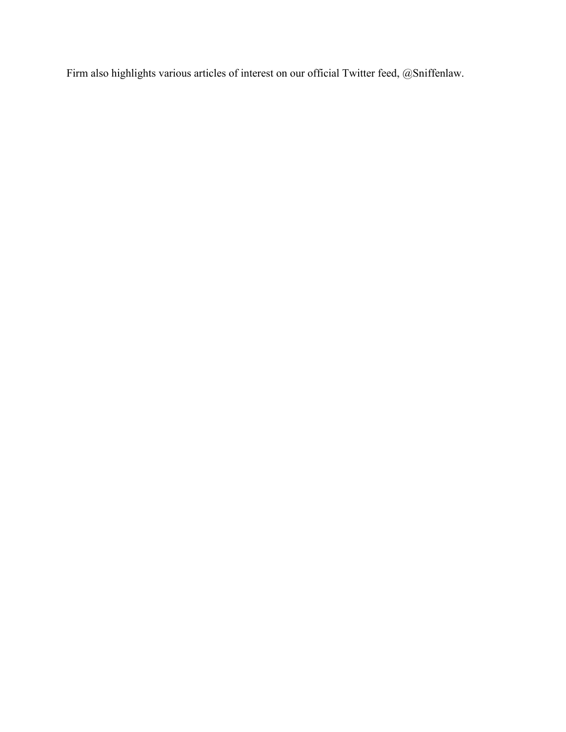Firm also highlights various articles of interest on our official Twitter feed, @Sniffenlaw.